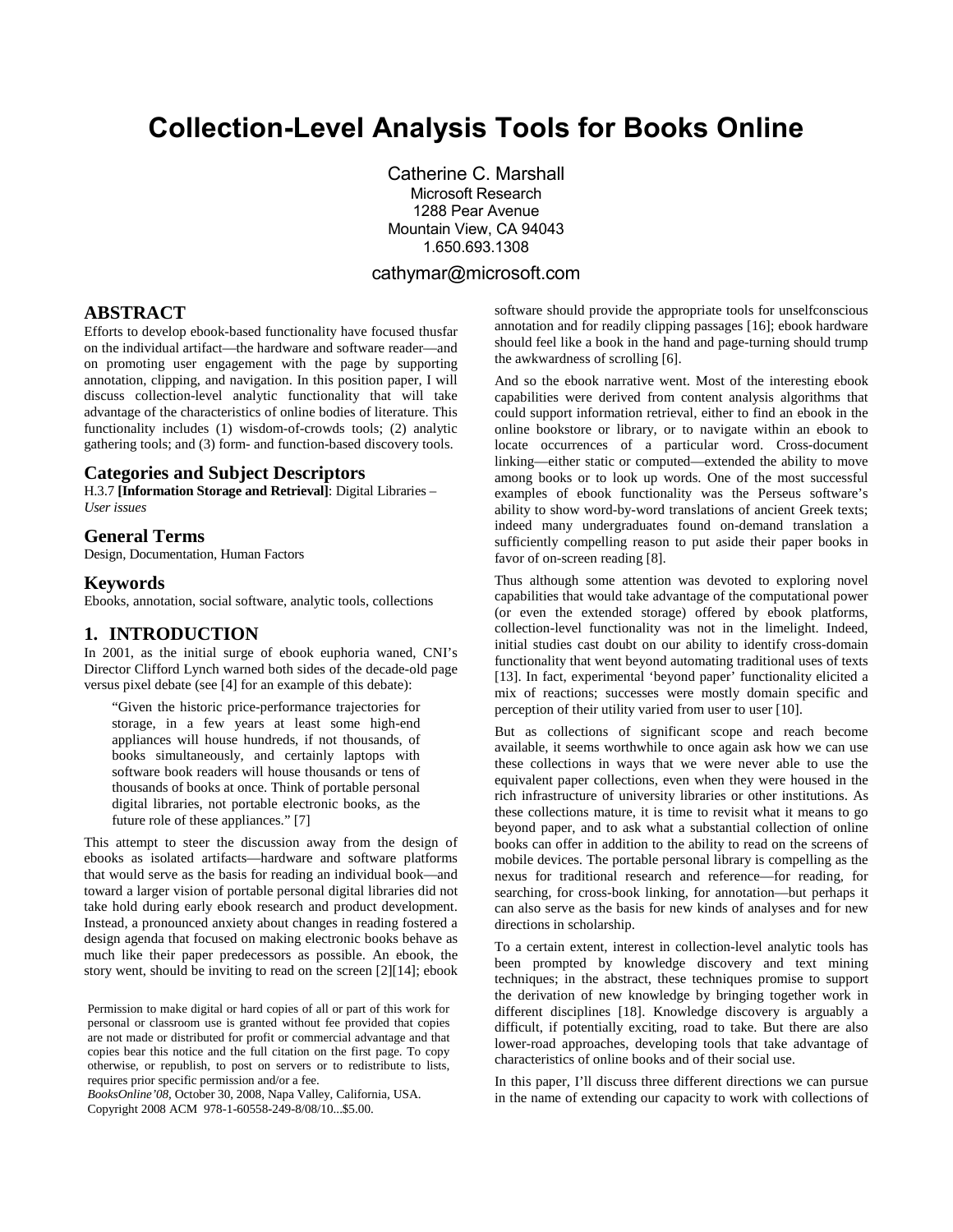# Collection-Level Analysis Tools for Books Online

Catherine C. Marshall
Microsoft Research
1288 Pear Avenue
Mountain View, CA 94043
1.650.693.1308

cathymar@microsoft.com

## ABSTRACT

Efforts to develop ebook-based functionality have focused thusfar on the individual artifact—the hardware and software reader—and on promoting user engagement with the page by supporting annotation, clipping, and navigation. In this position paper, I will discuss collection-level analytic functionality that will take advantage of the characteristics of online bodies of literature. This functionality includes (1) wisdom-of-crowds tools; (2) analytic gathering tools; and (3) form- and function-based discovery tools.

## Categories and Subject Descriptors

H.3.7 **[Information Storage and Retrieval]**: Digital Libraries – *User issues*

## General Terms

Design, Documentation, Human Factors

## Keywords

Ebooks, annotation, social software, analytic tools, collections

## 1. INTRODUCTION

In 2001, as the initial surge of ebook euphoria waned, CNI's Director Clifford Lynch warned both sides of the decade-old page versus pixel debate (see [4] for an example of this debate):

> "Given the historic price-performance trajectories for storage, in a few years at least some high-end appliances will house hundreds, if not thousands, of books simultaneously, and certainly laptops with software book readers will house thousands or tens of thousands of books at once. Think of portable personal digital libraries, not portable electronic books, as the future role of these appliances." [7]

This attempt to steer the discussion away from the design of ebooks as isolated artifacts—hardware and software platforms that would serve as the basis for reading an individual book—and toward a larger vision of portable personal digital libraries did not take hold during early ebook research and product development. Instead, a pronounced anxiety about changes in reading fostered a design agenda that focused on making electronic books behave as much like their paper predecessors as possible. An ebook, the story went, should be inviting to read on the screen [2][14]; ebook software should provide the appropriate tools for unselfconscious annotation and for readily clipping passages [16]; ebook hardware should feel like a book in the hand and page-turning should trump the awkwardness of scrolling [6].

And so the ebook narrative went. Most of the interesting ebook capabilities were derived from content analysis algorithms that could support information retrieval, either to find an ebook in the online bookstore or library, or to navigate within an ebook to locate occurrences of a particular word. Cross-document linking—either static or computed—extended the ability to move among books or to look up words. One of the most successful examples of ebook functionality was the Perseus software's ability to show word-by-word translations of ancient Greek texts; indeed many undergraduates found on-demand translation a sufficiently compelling reason to put aside their paper books in favor of on-screen reading [8].

Thus although some attention was devoted to exploring novel capabilities that would take advantage of the computational power (or even the extended storage) offered by ebook platforms, collection-level functionality was not in the limelight. Indeed, initial studies cast doubt on our ability to identify cross-domain functionality that went beyond automating traditional uses of texts [13]. In fact, experimental 'beyond paper' functionality elicited a mix of reactions; successes were mostly domain specific and perception of their utility varied from user to user [10].

But as collections of significant scope and reach become available, it seems worthwhile to once again ask how we can use these collections in ways that we were never able to use the equivalent paper collections, even when they were housed in the rich infrastructure of university libraries or other institutions. As these collections mature, it is time to revisit what it means to go beyond paper, and to ask what a substantial collection of online books can offer in addition to the ability to read on the screens of mobile devices. The portable personal library is compelling as the nexus for traditional research and reference—for reading, for searching, for cross-book linking, for annotation—but perhaps it can also serve as the basis for new kinds of analyses and for new directions in scholarship.

To a certain extent, interest in collection-level analytic tools has been prompted by knowledge discovery and text mining techniques; in the abstract, these techniques promise to support the derivation of new knowledge by bringing together work in different disciplines [18]. Knowledge discovery is arguably a difficult, if potentially exciting, road to take. But there are also lower-road approaches, developing tools that take advantage of characteristics of online books and of their social use.

In this paper, I'll discuss three different directions we can pursue in the name of extending our capacity to work with collections of

Permission to make digital or hard copies of all or part of this work for personal or classroom use is granted without fee provided that copies are not made or distributed for profit or commercial advantage and that copies bear this notice and the full citation on the first page. To copy otherwise, or republish, to post on servers or to redistribute to lists, requires prior specific permission and/or a fee.
*BooksOnline'08*, October 30, 2008, Napa Valley, California, USA.
Copyright 2008 ACM 978-1-60558-249-8/08/10...$5.00.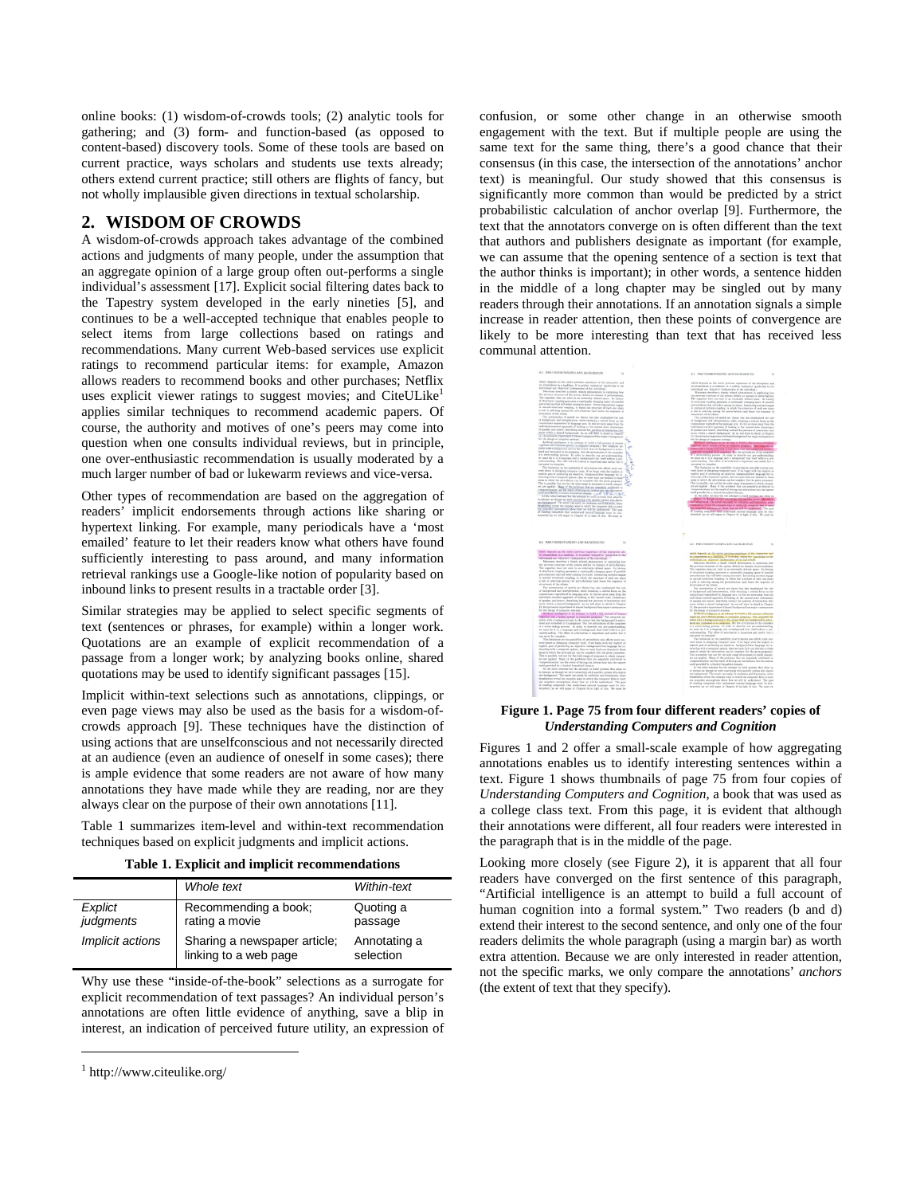online books: (1) wisdom-of-crowds tools; (2) analytic tools for gathering; and (3) form- and function-based (as opposed to content-based) discovery tools. Some of these tools are based on current practice, ways scholars and students use texts already; others extend current practice; still others are flights of fancy, but not wholly implausible given directions in textual scholarship.

## 2. WISDOM OF CROWDS

A wisdom-of-crowds approach takes advantage of the combined actions and judgments of many people, under the assumption that an aggregate opinion of a large group often out-performs a single individual's assessment [17]. Explicit social filtering dates back to the Tapestry system developed in the early nineties [5], and continues to be a well-accepted technique that enables people to select items from large collections based on ratings and recommendations. Many current Web-based services use explicit ratings to recommend particular items: for example, Amazon allows readers to recommend books and other purchases; Netflix uses explicit viewer ratings to suggest movies; and CiteULike[1] applies similar techniques to recommend academic papers. Of course, the authority and motives of one's peers may come into question when one consults individual reviews, but in principle, one over-enthusiastic recommendation is usually moderated by a much larger number of bad or lukewarm reviews and vice-versa.

Other types of recommendation are based on the aggregation of readers' implicit endorsements through actions like sharing or hypertext linking. For example, many periodicals have a 'most emailed' feature to let their readers know what others have found sufficiently interesting to pass around, and many information retrieval rankings use a Google-like notion of popularity based on inbound links to present results in a tractable order [3].

Similar strategies may be applied to select specific segments of text (sentences or phrases, for example) within a longer work. Quotations are an example of explicit recommendation of a passage from a longer work; by analyzing books online, shared quotations may be used to identify significant passages [15].

Implicit within-text selections such as annotations, clippings, or even page views may also be used as the basis for a wisdom-of-crowds approach [9]. These techniques have the distinction of using actions that are unselfconscious and not necessarily directed at an audience (even an audience of oneself in some cases); there is ample evidence that some readers are not aware of how many annotations they have made while they are reading, nor are they always clear on the purpose of their own annotations [11].

Table 1 summarizes item-level and within-text recommendation techniques based on explicit judgments and implicit actions.

**Table 1. Explicit and implicit recommendations**

| | *Whole text* | *Within-text* |
|---|---|---|
| *Explict judgments* | Recommending a book; rating a movie | Quoting a passage |
| *Implicit actions* | Sharing a newspaper article; linking to a web page | Annotating a selection |

Why use these "inside-of-the-book" selections as a surrogate for explicit recommendation of text passages? An individual person's annotations are often little evidence of anything, save a blip in interest, an indication of perceived future utility, an expression of confusion, or some other change in an otherwise smooth engagement with the text. But if multiple people are using the same text for the same thing, there's a good chance that their consensus (in this case, the intersection of the annotations' anchor text) is meaningful. Our study showed that this consensus is significantly more common than would be predicted by a strict probabilistic calculation of anchor overlap [9]. Furthermore, the text that the annotators converge on is often different than the text that authors and publishers designate as important (for example, we can assume that the opening sentence of a section is text that the author thinks is important); in other words, a sentence hidden in the middle of a long chapter may be singled out by many readers through their annotations. If an annotation signals a simple increase in reader attention, then these points of convergence are likely to be more interesting than text that has received less communal attention.

**Figure 1. Page 75 from four different readers' copies of *Understanding Computers and Cognition***

Figures 1 and 2 offer a small-scale example of how aggregating annotations enables us to identify interesting sentences within a text. Figure 1 shows thumbnails of page 75 from four copies of *Understanding Computers and Cognition*, a book that was used as a college class text. From this page, it is evident that although their annotations were different, all four readers were interested in the paragraph that is in the middle of the page.

Looking more closely (see Figure 2), it is apparent that all four readers have converged on the first sentence of this paragraph, "Artificial intelligence is an attempt to build a full account of human cognition into a formal system." Two readers (b and d) extend their interest to the second sentence, and only one of the four readers delimits the whole paragraph (using a margin bar) as worth extra attention. Because we are only interested in reader attention, not the specific marks, we only compare the annotations' *anchors* (the extent of text that they specify).

[1] http://www.citeulike.org/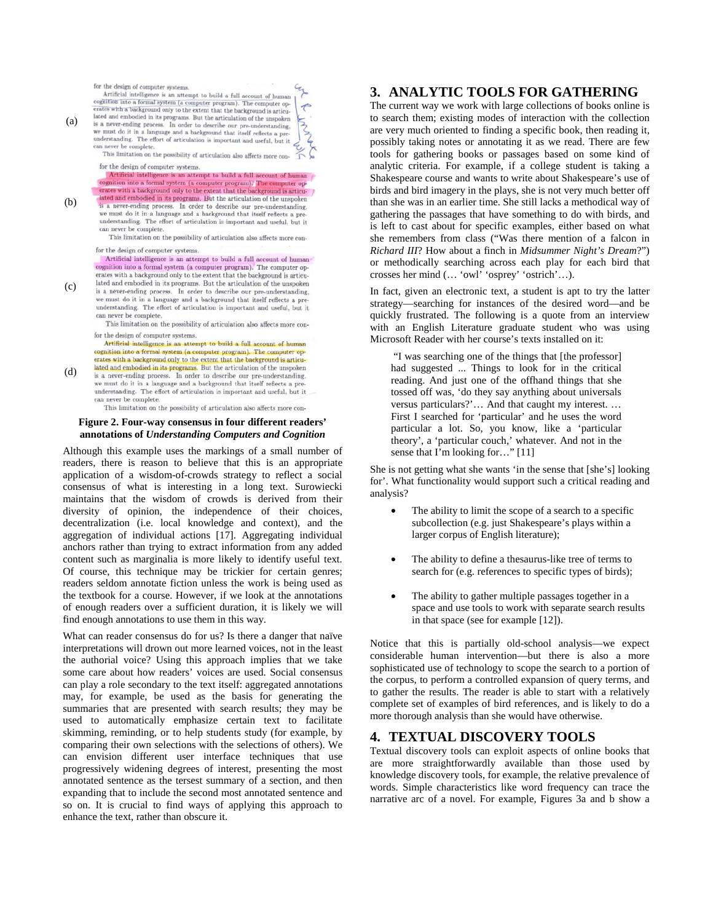**Figure 2. Four-way consensus in four different readers' annotations of *Understanding Computers and Cognition***

Although this example uses the markings of a small number of readers, there is reason to believe that this is an appropriate application of a wisdom-of-crowds strategy to reflect a social consensus of what is interesting in a long text. Surowiecki maintains that the wisdom of crowds is derived from their diversity of opinion, the independence of their choices, decentralization (i.e. local knowledge and context), and the aggregation of individual actions [17]. Aggregating individual anchors rather than trying to extract information from any added content such as marginalia is more likely to identify useful text. Of course, this technique may be trickier for certain genres; readers seldom annotate fiction unless the work is being used as the textbook for a course. However, if we look at the annotations of enough readers over a sufficient duration, it is likely we will find enough annotations to use them in this way.

What can reader consensus do for us? Is there a danger that naïve interpretations will drown out more learned voices, not in the least the authorial voice? Using this approach implies that we take some care about how readers' voices are used. Social consensus can play a role secondary to the text itself: aggregated annotations may, for example, be used as the basis for generating the summaries that are presented with search results; they may be used to automatically emphasize certain text to facilitate skimming, reminding, or to help students study (for example, by comparing their own selections with the selections of others). We can envision different user interface techniques that use progressively widening degrees of interest, presenting the most annotated sentence as the tersest summary of a section, and then expanding that to include the second most annotated sentence and so on. It is crucial to find ways of applying this approach to enhance the text, rather than obscure it.

## 3. ANALYTIC TOOLS FOR GATHERING

The current way we work with large collections of books online is to search them; existing modes of interaction with the collection are very much oriented to finding a specific book, then reading it, possibly taking notes or annotating it as we read. There are few tools for gathering books or passages based on some kind of analytic criteria. For example, if a college student is taking a Shakespeare course and wants to write about Shakespeare's use of birds and bird imagery in the plays, she is not very much better off than she was in an earlier time. She still lacks a methodical way of gathering the passages that have something to do with birds, and is left to cast about for specific examples, either based on what she remembers from class ("Was there mention of a falcon in *Richard III*? How about a finch in *Midsummer Night's Dream*?") or methodically searching across each play for each bird that crosses her mind (… 'owl' 'osprey' 'ostrich'…).

In fact, given an electronic text, a student is apt to try the latter strategy—searching for instances of the desired word—and be quickly frustrated. The following is a quote from an interview with an English Literature graduate student who was using Microsoft Reader with her course's texts installed on it:

> "I was searching one of the things that [the professor] had suggested ... Things to look for in the critical reading. And just one of the offhand things that she tossed off was, 'do they say anything about universals versus particulars?'… And that caught my interest. … First I searched for 'particular' and he uses the word particular a lot. So, you know, like a 'particular theory', a 'particular couch,' whatever. And not in the sense that I'm looking for…" [11]

She is not getting what she wants 'in the sense that [she's] looking for'. What functionality would support such a critical reading and analysis?

- The ability to limit the scope of a search to a specific subcollection (e.g. just Shakespeare's plays within a larger corpus of English literature);
- The ability to define a thesaurus-like tree of terms to search for (e.g. references to specific types of birds);
- The ability to gather multiple passages together in a space and use tools to work with separate search results in that space (see for example [12]).

Notice that this is partially old-school analysis—we expect considerable human intervention—but there is also a more sophisticated use of technology to scope the search to a portion of the corpus, to perform a controlled expansion of query terms, and to gather the results. The reader is able to start with a relatively complete set of examples of bird references, and is likely to do a more thorough analysis than she would have otherwise.

## 4. TEXTUAL DISCOVERY TOOLS

Textual discovery tools can exploit aspects of online books that are more straightforwardly available than those used by knowledge discovery tools, for example, the relative prevalence of words. Simple characteristics like word frequency can trace the narrative arc of a novel. For example, Figures 3a and b show a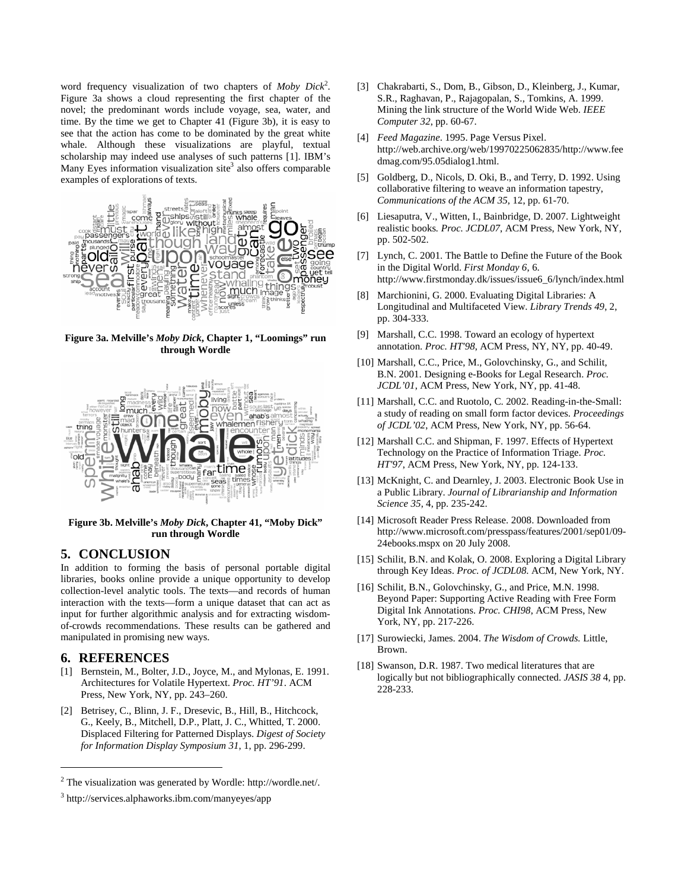word frequency visualization of two chapters of *Moby Dick*[2]. Figure 3a shows a cloud representing the first chapter of the novel; the predominant words include voyage, sea, water, and time. By the time we get to Chapter 41 (Figure 3b), it is easy to see that the action has come to be dominated by the great white whale. Although these visualizations are playful, textual scholarship may indeed use analyses of such patterns [1]. IBM's Many Eyes information visualization site[3] also offers comparable examples of explorations of texts.

**Figure 3a. Melville's *Moby Dick*, Chapter 1, "Loomings" run through Wordle**

**Figure 3b. Melville's *Moby Dick*, Chapter 41, "Moby Dick" run through Wordle**

## 5. CONCLUSION

In addition to forming the basis of personal portable digital libraries, books online provide a unique opportunity to develop collection-level analytic tools. The texts—and records of human interaction with the texts—form a unique dataset that can act as input for further algorithmic analysis and for extracting wisdom-of-crowds recommendations. These results can be gathered and manipulated in promising new ways.

## 6. REFERENCES

[1] Bernstein, M., Bolter, J.D., Joyce, M., and Mylonas, E. 1991. Architectures for Volatile Hypertext. *Proc. HT'91*. ACM Press, New York, NY, pp. 243–260.

[2] Betrisey, C., Blinn, J. F., Dresevic, B., Hill, B., Hitchcock, G., Keely, B., Mitchell, D.P., Platt, J. C., Whitted, T. 2000. Displaced Filtering for Patterned Displays. *Digest of Society for Information Display Symposium 31*, 1, pp. 296-299.

[3] Chakrabarti, S., Dom, B., Gibson, D., Kleinberg, J., Kumar, S.R., Raghavan, P., Rajagopalan, S., Tomkins, A. 1999. Mining the link structure of the World Wide Web. *IEEE Computer 32*, pp. 60-67.

[4] *Feed Magazine*. 1995. Page Versus Pixel. http://web.archive.org/web/19970225062835/http://www.feedmag.com/95.05dialog1.html.

[5] Goldberg, D., Nicols, D. Oki, B., and Terry, D. 1992. Using collaborative filtering to weave an information tapestry, *Communications of the ACM 35*, 12, pp. 61-70.

[6] Liesaputra, V., Witten, I., Bainbridge, D. 2007. Lightweight realistic books. *Proc. JCDL07*, ACM Press, New York, NY, pp. 502-502.

[7] Lynch, C. 2001. The Battle to Define the Future of the Book in the Digital World. *First Monday 6*, 6. http://www.firstmonday.dk/issues/issue6_6/lynch/index.html

[8] Marchionini, G. 2000. Evaluating Digital Libraries: A Longitudinal and Multifaceted View. *Library Trends 49*, 2, pp. 304-333.

[9] Marshall, C.C. 1998. Toward an ecology of hypertext annotation. *Proc. HT'98*, ACM Press, NY, NY, pp. 40-49.

[10] Marshall, C.C., Price, M., Golovchinsky, G., and Schilit, B.N. 2001. Designing e-Books for Legal Research. *Proc. JCDL'01*, ACM Press, New York, NY, pp. 41-48.

[11] Marshall, C.C. and Ruotolo, C. 2002. Reading-in-the-Small: a study of reading on small form factor devices. *Proceedings of JCDL'02*, ACM Press, New York, NY, pp. 56-64.

[12] Marshall C.C. and Shipman, F. 1997. Effects of Hypertext Technology on the Practice of Information Triage. *Proc. HT'97*, ACM Press, New York, NY, pp. 124-133.

[13] McKnight, C. and Dearnley, J. 2003. Electronic Book Use in a Public Library. *Journal of Librarianship and Information Science 35*, 4, pp. 235-242.

[14] Microsoft Reader Press Release. 2008. Downloaded from http://www.microsoft.com/presspass/features/2001/sep01/09-24ebooks.mspx on 20 July 2008.

[15] Schilit, B.N. and Kolak, O. 2008. Exploring a Digital Library through Key Ideas. *Proc. of JCDL08.* ACM, New York, NY.

[16] Schilit, B.N., Golovchinsky, G., and Price, M.N. 1998. Beyond Paper: Supporting Active Reading with Free Form Digital Ink Annotations. *Proc. CHI98*, ACM Press, New York, NY, pp. 217-226.

[17] Surowiecki, James. 2004. *The Wisdom of Crowds.* Little, Brown.

[18] Swanson, D.R. 1987. Two medical literatures that are logically but not bibliographically connected. *JASIS 38* 4, pp. 228-233.

[2] The visualization was generated by Wordle: http://wordle.net/.

[3] http://services.alphaworks.ibm.com/manyeyes/app